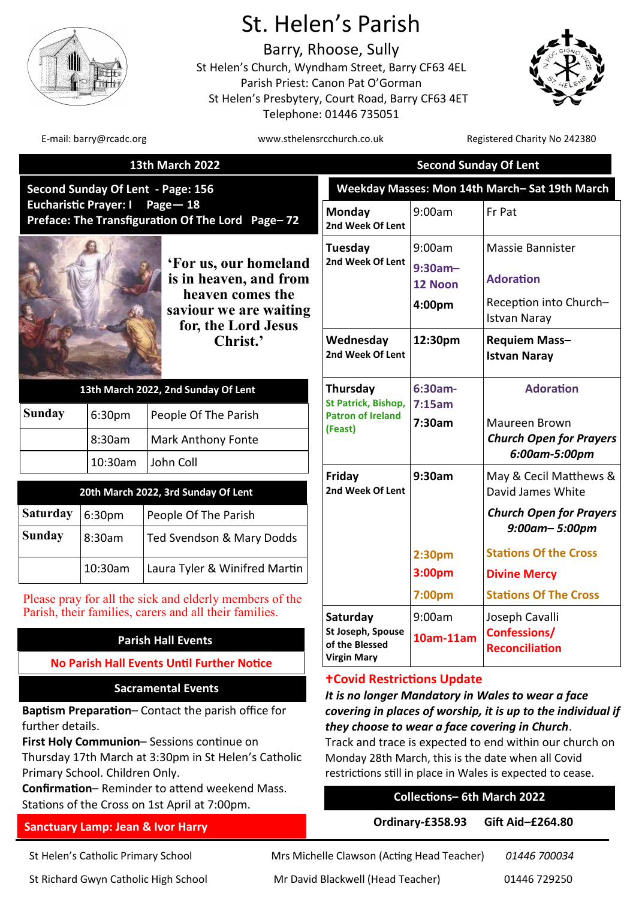# St. Helen's Parish

Barry, Rhoose, Sully

St Helen's Church, Wyndham Street, Barry CF63 4EL
Parish Priest: Canon Pat O'Gorman
St Helen's Presbytery, Court Road, Barry CF63 4ET
Telephone: 01446 735051

E-mail: barry@rcadc.org | www.sthelensrcchurch.co.uk | Registered Charity No 242380

## 13th March 2022 — Second Sunday Of Lent

**Second Sunday Of Lent - Page: 156**
**Eucharistic Prayer: I Page— 18**
**Preface: The Transfiguration Of The Lord Page– 72**

'For us, our homeland is in heaven, and from heaven comes the saviour we are waiting for, the Lord Jesus Christ.'

| 13th March 2022, 2nd Sunday Of Lent | | |
|---|---|---|
| **Sunday** | 6:30pm | People Of The Parish |
| | 8:30am | Mark Anthony Fonte |
| | 10:30am | John Coll |

| 20th March 2022, 3rd Sunday Of Lent | | |
|---|---|---|
| **Saturday** | 6:30pm | People Of The Parish |
| **Sunday** | 8:30am | Ted Svendson & Mary Dodds |
| | 10:30am | Laura Tyler & Winifred Martin |

Please pray for all the sick and elderly members of the Parish, their families, carers and all their families.

### Parish Hall Events

**No Parish Hall Events Until Further Notice**

### Sacramental Events

**Baptism Preparation**– Contact the parish office for further details.

**First Holy Communion**– Sessions continue on Thursday 17th March at 3:30pm in St Helen's Catholic Primary School. Children Only.

**Confirmation**– Reminder to attend weekend Mass. Stations of the Cross on 1st April at 7:00pm.

**Sanctuary Lamp: Jean & Ivor Harry**

### Weekday Masses: Mon 14th March– Sat 19th March

| Day | Time | Intention |
|---|---|---|
| **Monday** 2nd Week Of Lent | 9:00am | Fr Pat |
| **Tuesday** 2nd Week Of Lent | 9:00am<br>**9:30am– 12 Noon**<br>**4:00pm** | Massie Bannister<br>**Adoration**<br>Reception into Church– Istvan Naray |
| **Wednesday** 2nd Week Of Lent | **12:30pm** | **Requiem Mass– Istvan Naray** |
| **Thursday** St Patrick, Bishop, Patron of Ireland (Feast) | **6:30am- 7:15am**<br>**7:30am** | **Adoration**<br>Maureen Brown<br>***Church Open for Prayers 6:00am-5:00pm*** |
| **Friday** 2nd Week Of Lent | **9:30am**<br><br>**2:30pm**<br>**3:00pm**<br>**7:00pm** | May & Cecil Matthews & David James White<br>***Church Open for Prayers 9:00am– 5:00pm***<br>**Stations Of the Cross**<br>**Divine Mercy**<br>**Stations Of The Cross** |
| **Saturday** St Joseph, Spouse of the Blessed Virgin Mary | 9:00am<br>**10am-11am** | Joseph Cavalli<br>**Confessions/ Reconciliation** |

### †Covid Restrictions Update

***It is no longer Mandatory in Wales to wear a face covering in places of worship, it is up to the individual if they choose to wear a face covering in Church.*** Track and trace is expected to end within our church on Monday 28th March, this is the date when all Covid restrictions still in place in Wales is expected to cease.

### Collections– 6th March 2022

**Ordinary-£358.93  Gift Aid–£264.80**

| | | |
|---|---|---|
| St Helen's Catholic Primary School | Mrs Michelle Clawson (Acting Head Teacher) | *01446 700034* |
| St Richard Gwyn Catholic High School | Mr David Blackwell (Head Teacher) | 01446 729250 |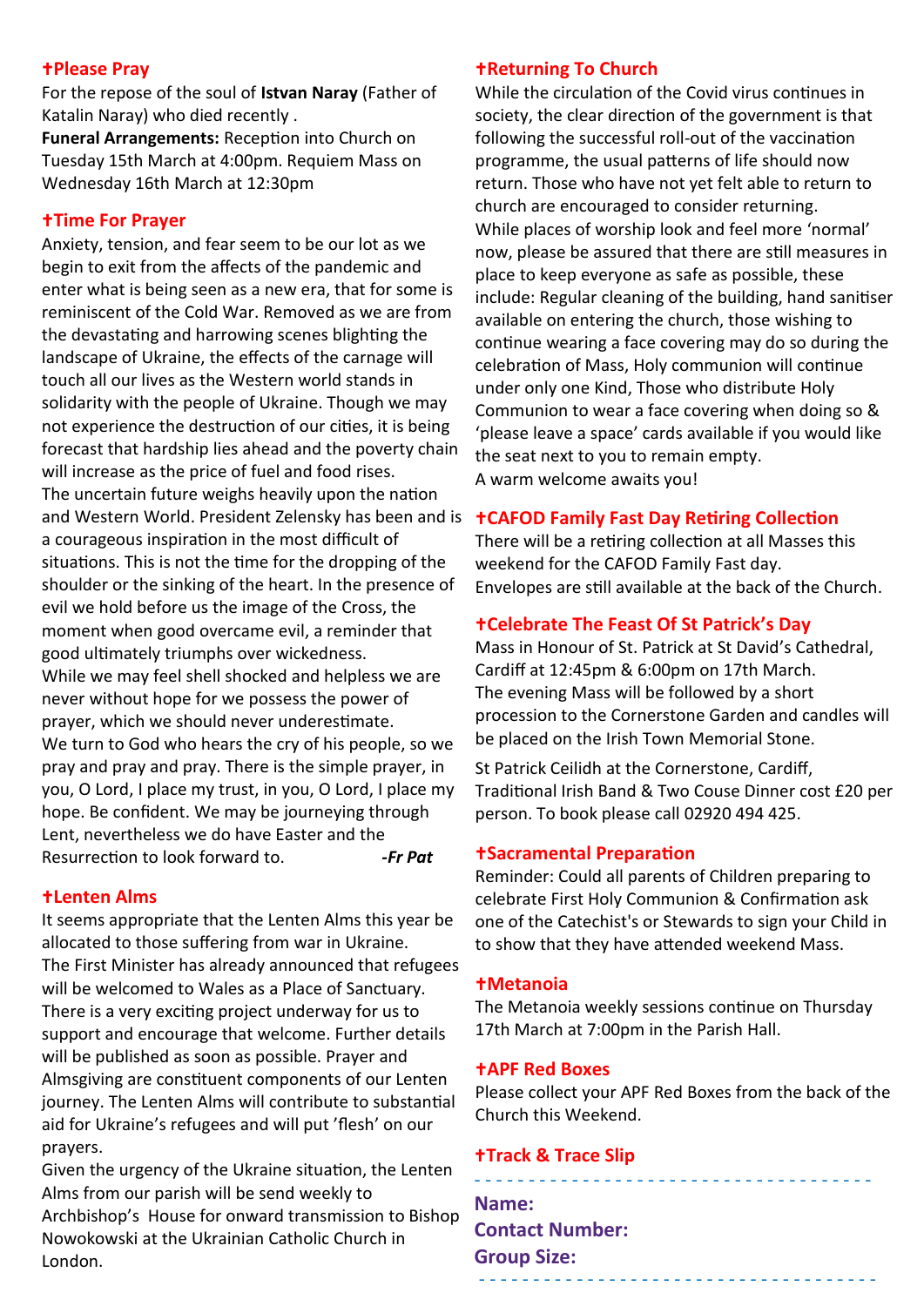## ✝Please Pray

For the repose of the soul of **Istvan Naray** (Father of Katalin Naray) who died recently .

**Funeral Arrangements:** Reception into Church on Tuesday 15th March at 4:00pm. Requiem Mass on Wednesday 16th March at 12:30pm

## ✝Time For Prayer

Anxiety, tension, and fear seem to be our lot as we begin to exit from the affects of the pandemic and enter what is being seen as a new era, that for some is reminiscent of the Cold War. Removed as we are from the devastating and harrowing scenes blighting the landscape of Ukraine, the effects of the carnage will touch all our lives as the Western world stands in solidarity with the people of Ukraine. Though we may not experience the destruction of our cities, it is being forecast that hardship lies ahead and the poverty chain will increase as the price of fuel and food rises.

The uncertain future weighs heavily upon the nation and Western World. President Zelensky has been and is a courageous inspiration in the most difficult of situations. This is not the time for the dropping of the shoulder or the sinking of the heart. In the presence of evil we hold before us the image of the Cross, the moment when good overcame evil, a reminder that good ultimately triumphs over wickedness.

While we may feel shell shocked and helpless we are never without hope for we possess the power of prayer, which we should never underestimate.

We turn to God who hears the cry of his people, so we pray and pray and pray. There is the simple prayer, in you, O Lord, I place my trust, in you, O Lord, I place my hope. Be confident. We may be journeying through Lent, nevertheless we do have Easter and the Resurrection to look forward to. ***-Fr Pat***

## ✝Lenten Alms

It seems appropriate that the Lenten Alms this year be allocated to those suffering from war in Ukraine.

The First Minister has already announced that refugees will be welcomed to Wales as a Place of Sanctuary. There is a very exciting project underway for us to support and encourage that welcome. Further details will be published as soon as possible. Prayer and Almsgiving are constituent components of our Lenten journey. The Lenten Alms will contribute to substantial aid for Ukraine's refugees and will put 'flesh' on our prayers.

Given the urgency of the Ukraine situation, the Lenten Alms from our parish will be send weekly to Archbishop's House for onward transmission to Bishop Nowokowski at the Ukrainian Catholic Church in London.

## ✝Returning To Church

While the circulation of the Covid virus continues in society, the clear direction of the government is that following the successful roll-out of the vaccination programme, the usual patterns of life should now return. Those who have not yet felt able to return to church are encouraged to consider returning.

While places of worship look and feel more 'normal' now, please be assured that there are still measures in place to keep everyone as safe as possible, these include: Regular cleaning of the building, hand sanitiser available on entering the church, those wishing to continue wearing a face covering may do so during the celebration of Mass, Holy communion will continue under only one Kind, Those who distribute Holy Communion to wear a face covering when doing so & 'please leave a space' cards available if you would like the seat next to you to remain empty.

A warm welcome awaits you!

## ✝CAFOD Family Fast Day Retiring Collection

There will be a retiring collection at all Masses this weekend for the CAFOD Family Fast day.

Envelopes are still available at the back of the Church.

## ✝Celebrate The Feast Of St Patrick's Day

Mass in Honour of St. Patrick at St David's Cathedral, Cardiff at 12:45pm & 6:00pm on 17th March.

The evening Mass will be followed by a short procession to the Cornerstone Garden and candles will be placed on the Irish Town Memorial Stone.

St Patrick Ceilidh at the Cornerstone, Cardiff, Traditional Irish Band & Two Couse Dinner cost £20 per person. To book please call 02920 494 425.

## ✝Sacramental Preparation

Reminder: Could all parents of Children preparing to celebrate First Holy Communion & Confirmation ask one of the Catechist's or Stewards to sign your Child in to show that they have attended weekend Mass.

## ✝Metanoia

The Metanoia weekly sessions continue on Thursday 17th March at 7:00pm in the Parish Hall.

## ✝APF Red Boxes

Please collect your APF Red Boxes from the back of the Church this Weekend.

## ✝Track & Trace Slip

- - - - - - - - - - - - - - - - - - - - - - - - - - - - - - - - - - - -

**Name:**

**Contact Number:**

**Group Size:**

- - - - - - - - - - - - - - - - - - - - - - - - - - - - - - - - - - - -